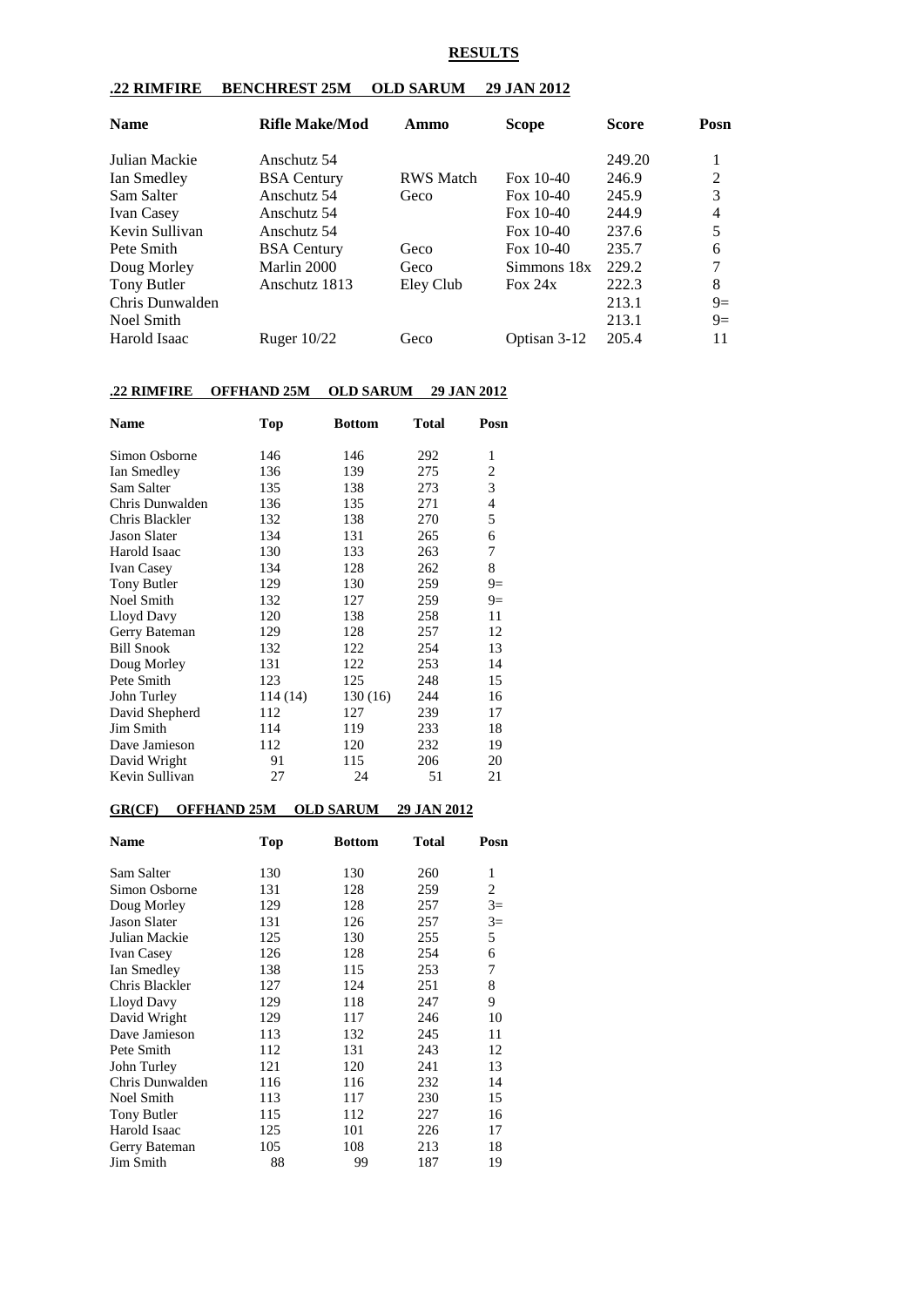# RESULTS

## .22 RIMFIRE BENCHREST 25M OLD SARUM 29 JAN 2012

| Name | Rifle Make/Mod | Ammo | Scope | Score | Posn |
|---|---|---|---|---|---|
| Julian Mackie | Anschutz 54 | | | 249.20 | 1 |
| Ian Smedley | BSA Century | RWS Match | Fox 10-40 | 246.9 | 2 |
| Sam Salter | Anschutz 54 | Geco | Fox 10-40 | 245.9 | 3 |
| Ivan Casey | Anschutz 54 | | Fox 10-40 | 244.9 | 4 |
| Kevin Sullivan | Anschutz 54 | | Fox 10-40 | 237.6 | 5 |
| Pete Smith | BSA Century | Geco | Fox 10-40 | 235.7 | 6 |
| Doug Morley | Marlin 2000 | Geco | Simmons 18x | 229.2 | 7 |
| Tony Butler | Anschutz 1813 | Eley Club | Fox 24x | 222.3 | 8 |
| Chris Dunwalden | | | | 213.1 | 9= |
| Noel Smith | | | | 213.1 | 9= |
| Harold Isaac | Ruger 10/22 | Geco | Optisan 3-12 | 205.4 | 11 |

## .22 RIMFIRE OFFHAND 25M OLD SARUM 29 JAN 2012

| Name | Top | Bottom | Total | Posn |
|---|---|---|---|---|
| Simon Osborne | 146 | 146 | 292 | 1 |
| Ian Smedley | 136 | 139 | 275 | 2 |
| Sam Salter | 135 | 138 | 273 | 3 |
| Chris Dunwalden | 136 | 135 | 271 | 4 |
| Chris Blackler | 132 | 138 | 270 | 5 |
| Jason Slater | 134 | 131 | 265 | 6 |
| Harold Isaac | 130 | 133 | 263 | 7 |
| Ivan Casey | 134 | 128 | 262 | 8 |
| Tony Butler | 129 | 130 | 259 | 9= |
| Noel Smith | 132 | 127 | 259 | 9= |
| Lloyd Davy | 120 | 138 | 258 | 11 |
| Gerry Bateman | 129 | 128 | 257 | 12 |
| Bill Snook | 132 | 122 | 254 | 13 |
| Doug Morley | 131 | 122 | 253 | 14 |
| Pete Smith | 123 | 125 | 248 | 15 |
| John Turley | 114 (14) | 130 (16) | 244 | 16 |
| David Shepherd | 112 | 127 | 239 | 17 |
| Jim Smith | 114 | 119 | 233 | 18 |
| Dave Jamieson | 112 | 120 | 232 | 19 |
| David Wright | 91 | 115 | 206 | 20 |
| Kevin Sullivan | 27 | 24 | 51 | 21 |

## GR(CF) OFFHAND 25M OLD SARUM 29 JAN 2012

| Name | Top | Bottom | Total | Posn |
|---|---|---|---|---|
| Sam Salter | 130 | 130 | 260 | 1 |
| Simon Osborne | 131 | 128 | 259 | 2 |
| Doug Morley | 129 | 128 | 257 | 3= |
| Jason Slater | 131 | 126 | 257 | 3= |
| Julian Mackie | 125 | 130 | 255 | 5 |
| Ivan Casey | 126 | 128 | 254 | 6 |
| Ian Smedley | 138 | 115 | 253 | 7 |
| Chris Blackler | 127 | 124 | 251 | 8 |
| Lloyd Davy | 129 | 118 | 247 | 9 |
| David Wright | 129 | 117 | 246 | 10 |
| Dave Jamieson | 113 | 132 | 245 | 11 |
| Pete Smith | 112 | 131 | 243 | 12 |
| John Turley | 121 | 120 | 241 | 13 |
| Chris Dunwalden | 116 | 116 | 232 | 14 |
| Noel Smith | 113 | 117 | 230 | 15 |
| Tony Butler | 115 | 112 | 227 | 16 |
| Harold Isaac | 125 | 101 | 226 | 17 |
| Gerry Bateman | 105 | 108 | 213 | 18 |
| Jim Smith | 88 | 99 | 187 | 19 |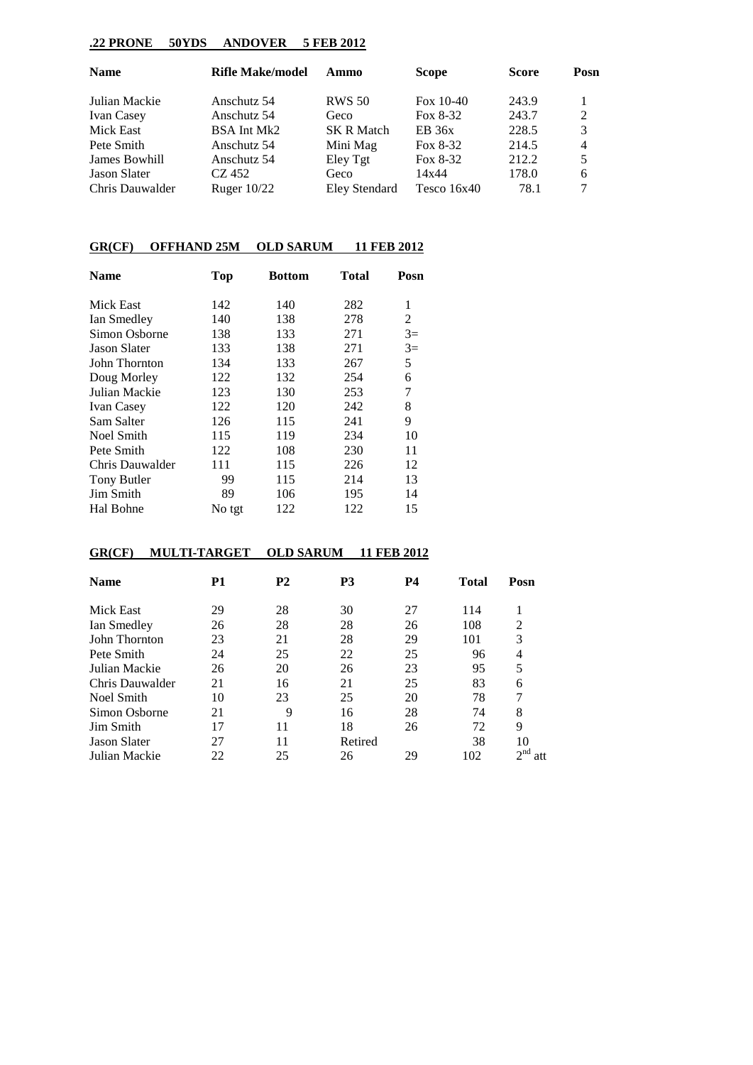**.22 PRONE 50YDS ANDOVER 5 FEB 2012**

| Name | Rifle Make/model | Ammo | Scope | Score | Posn |
|---|---|---|---|---|---|
| Julian Mackie | Anschutz 54 | RWS 50 | Fox 10-40 | 243.9 | 1 |
| Ivan Casey | Anschutz 54 | Geco | Fox 8-32 | 243.7 | 2 |
| Mick East | BSA Int Mk2 | SK R Match | EB 36x | 228.5 | 3 |
| Pete Smith | Anschutz 54 | Mini Mag | Fox 8-32 | 214.5 | 4 |
| James Bowhill | Anschutz 54 | Eley Tgt | Fox 8-32 | 212.2 | 5 |
| Jason Slater | CZ 452 | Geco | 14x44 | 178.0 | 6 |
| Chris Dauwalder | Ruger 10/22 | Eley Stendard | Tesco 16x40 | 78.1 | 7 |

**GR(CF) OFFHAND 25M OLD SARUM 11 FEB 2012**

| Name | Top | Bottom | Total | Posn |
|---|---|---|---|---|
| Mick East | 142 | 140 | 282 | 1 |
| Ian Smedley | 140 | 138 | 278 | 2 |
| Simon Osborne | 138 | 133 | 271 | 3= |
| Jason Slater | 133 | 138 | 271 | 3= |
| John Thornton | 134 | 133 | 267 | 5 |
| Doug Morley | 122 | 132 | 254 | 6 |
| Julian Mackie | 123 | 130 | 253 | 7 |
| Ivan Casey | 122 | 120 | 242 | 8 |
| Sam Salter | 126 | 115 | 241 | 9 |
| Noel Smith | 115 | 119 | 234 | 10 |
| Pete Smith | 122 | 108 | 230 | 11 |
| Chris Dauwalder | 111 | 115 | 226 | 12 |
| Tony Butler | 99 | 115 | 214 | 13 |
| Jim Smith | 89 | 106 | 195 | 14 |
| Hal Bohne | No tgt | 122 | 122 | 15 |

**GR(CF) MULTI-TARGET OLD SARUM 11 FEB 2012**

| Name | P1 | P2 | P3 | P4 | Total | Posn |
|---|---|---|---|---|---|---|
| Mick East | 29 | 28 | 30 | 27 | 114 | 1 |
| Ian Smedley | 26 | 28 | 28 | 26 | 108 | 2 |
| John Thornton | 23 | 21 | 28 | 29 | 101 | 3 |
| Pete Smith | 24 | 25 | 22 | 25 | 96 | 4 |
| Julian Mackie | 26 | 20 | 26 | 23 | 95 | 5 |
| Chris Dauwalder | 21 | 16 | 21 | 25 | 83 | 6 |
| Noel Smith | 10 | 23 | 25 | 20 | 78 | 7 |
| Simon Osborne | 21 | 9 | 16 | 28 | 74 | 8 |
| Jim Smith | 17 | 11 | 18 | 26 | 72 | 9 |
| Jason Slater | 27 | 11 | Retired | | 38 | 10 |
| Julian Mackie | 22 | 25 | 26 | 29 | 102 | 2nd att |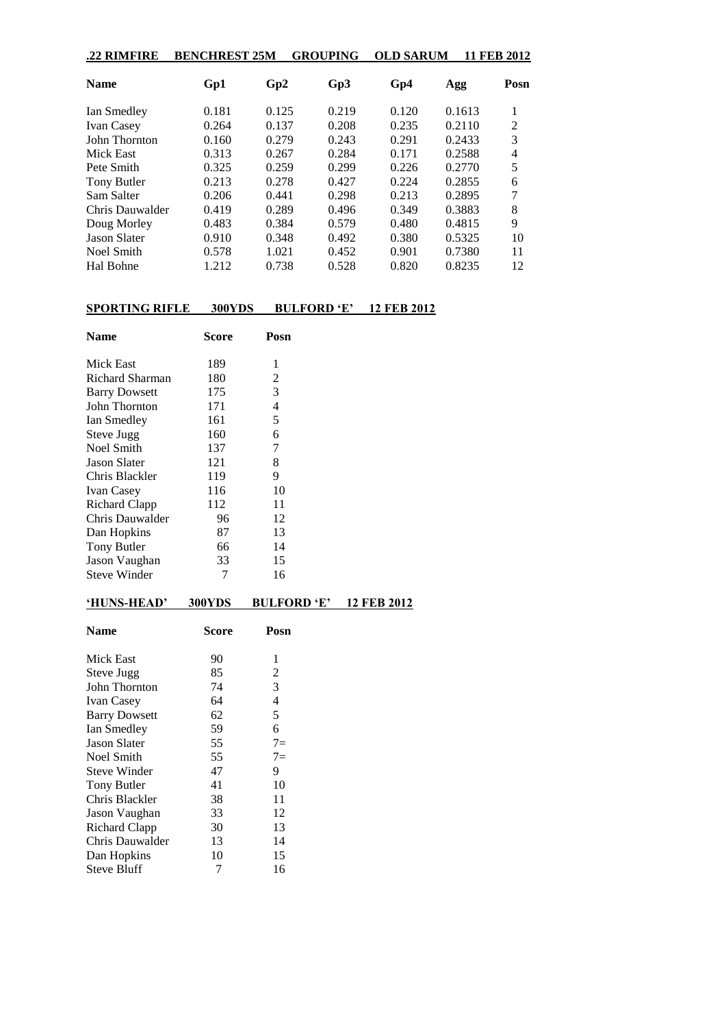**.22 RIMFIRE BENCHREST 25M GROUPING OLD SARUM 11 FEB 2012**

| Name | Gp1 | Gp2 | Gp3 | Gp4 | Agg | Posn |
|---|---|---|---|---|---|---|
| Ian Smedley | 0.181 | 0.125 | 0.219 | 0.120 | 0.1613 | 1 |
| Ivan Casey | 0.264 | 0.137 | 0.208 | 0.235 | 0.2110 | 2 |
| John Thornton | 0.160 | 0.279 | 0.243 | 0.291 | 0.2433 | 3 |
| Mick East | 0.313 | 0.267 | 0.284 | 0.171 | 0.2588 | 4 |
| Pete Smith | 0.325 | 0.259 | 0.299 | 0.226 | 0.2770 | 5 |
| Tony Butler | 0.213 | 0.278 | 0.427 | 0.224 | 0.2855 | 6 |
| Sam Salter | 0.206 | 0.441 | 0.298 | 0.213 | 0.2895 | 7 |
| Chris Dauwalder | 0.419 | 0.289 | 0.496 | 0.349 | 0.3883 | 8 |
| Doug Morley | 0.483 | 0.384 | 0.579 | 0.480 | 0.4815 | 9 |
| Jason Slater | 0.910 | 0.348 | 0.492 | 0.380 | 0.5325 | 10 |
| Noel Smith | 0.578 | 1.021 | 0.452 | 0.901 | 0.7380 | 11 |
| Hal Bohne | 1.212 | 0.738 | 0.528 | 0.820 | 0.8235 | 12 |

**SPORTING RIFLE 300YDS BULFORD 'E' 12 FEB 2012**

| Name | Score | Posn |
|---|---|---|
| Mick East | 189 | 1 |
| Richard Sharman | 180 | 2 |
| Barry Dowsett | 175 | 3 |
| John Thornton | 171 | 4 |
| Ian Smedley | 161 | 5 |
| Steve Jugg | 160 | 6 |
| Noel Smith | 137 | 7 |
| Jason Slater | 121 | 8 |
| Chris Blackler | 119 | 9 |
| Ivan Casey | 116 | 10 |
| Richard Clapp | 112 | 11 |
| Chris Dauwalder | 96 | 12 |
| Dan Hopkins | 87 | 13 |
| Tony Butler | 66 | 14 |
| Jason Vaughan | 33 | 15 |
| Steve Winder | 7 | 16 |

**'HUNS-HEAD' 300YDS BULFORD 'E' 12 FEB 2012**

| Name | Score | Posn |
|---|---|---|
| Mick East | 90 | 1 |
| Steve Jugg | 85 | 2 |
| John Thornton | 74 | 3 |
| Ivan Casey | 64 | 4 |
| Barry Dowsett | 62 | 5 |
| Ian Smedley | 59 | 6 |
| Jason Slater | 55 | 7= |
| Noel Smith | 55 | 7= |
| Steve Winder | 47 | 9 |
| Tony Butler | 41 | 10 |
| Chris Blackler | 38 | 11 |
| Jason Vaughan | 33 | 12 |
| Richard Clapp | 30 | 13 |
| Chris Dauwalder | 13 | 14 |
| Dan Hopkins | 10 | 15 |
| Steve Bluff | 7 | 16 |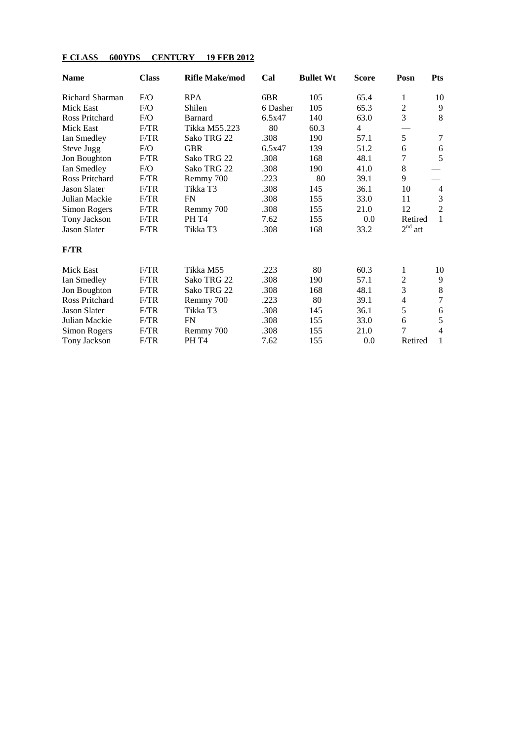**F CLASS 600YDS CENTURY 19 FEB 2012**

| Name | Class | Rifle Make/mod | Cal | Bullet Wt | Score | Posn | Pts |
|---|---|---|---|---|---|---|---|
| Richard Sharman | F/O | RPA | 6BR | 105 | 65.4 | 1 | 10 |
| Mick East | F/O | Shilen | 6 Dasher | 105 | 65.3 | 2 | 9 |
| Ross Pritchard | F/O | Barnard | 6.5x47 | 140 | 63.0 | 3 | 8 |
| Mick East | F/TR | Tikka M55.223 | 80 | 60.3 | 4 | — | |
| Ian Smedley | F/TR | Sako TRG 22 | .308 | 190 | 57.1 | 5 | 7 |
| Steve Jugg | F/O | GBR | 6.5x47 | 139 | 51.2 | 6 | 6 |
| Jon Boughton | F/TR | Sako TRG 22 | .308 | 168 | 48.1 | 7 | 5 |
| Ian Smedley | F/O | Sako TRG 22 | .308 | 190 | 41.0 | 8 | — |
| Ross Pritchard | F/TR | Remmy 700 | .223 | 80 | 39.1 | 9 | — |
| Jason Slater | F/TR | Tikka T3 | .308 | 145 | 36.1 | 10 | 4 |
| Julian Mackie | F/TR | FN | .308 | 155 | 33.0 | 11 | 3 |
| Simon Rogers | F/TR | Remmy 700 | .308 | 155 | 21.0 | 12 | 2 |
| Tony Jackson | F/TR | PH T4 | 7.62 | 155 | 0.0 | Retired | 1 |
| Jason Slater | F/TR | Tikka T3 | .308 | 168 | 33.2 | 2nd att | |

**F/TR**

| Name | Class | Rifle Make/mod | Cal | Bullet Wt | Score | Posn | Pts |
|---|---|---|---|---|---|---|---|
| Mick East | F/TR | Tikka M55 | .223 | 80 | 60.3 | 1 | 10 |
| Ian Smedley | F/TR | Sako TRG 22 | .308 | 190 | 57.1 | 2 | 9 |
| Jon Boughton | F/TR | Sako TRG 22 | .308 | 168 | 48.1 | 3 | 8 |
| Ross Pritchard | F/TR | Remmy 700 | .223 | 80 | 39.1 | 4 | 7 |
| Jason Slater | F/TR | Tikka T3 | .308 | 145 | 36.1 | 5 | 6 |
| Julian Mackie | F/TR | FN | .308 | 155 | 33.0 | 6 | 5 |
| Simon Rogers | F/TR | Remmy 700 | .308 | 155 | 21.0 | 7 | 4 |
| Tony Jackson | F/TR | PH T4 | 7.62 | 155 | 0.0 | Retired | 1 |